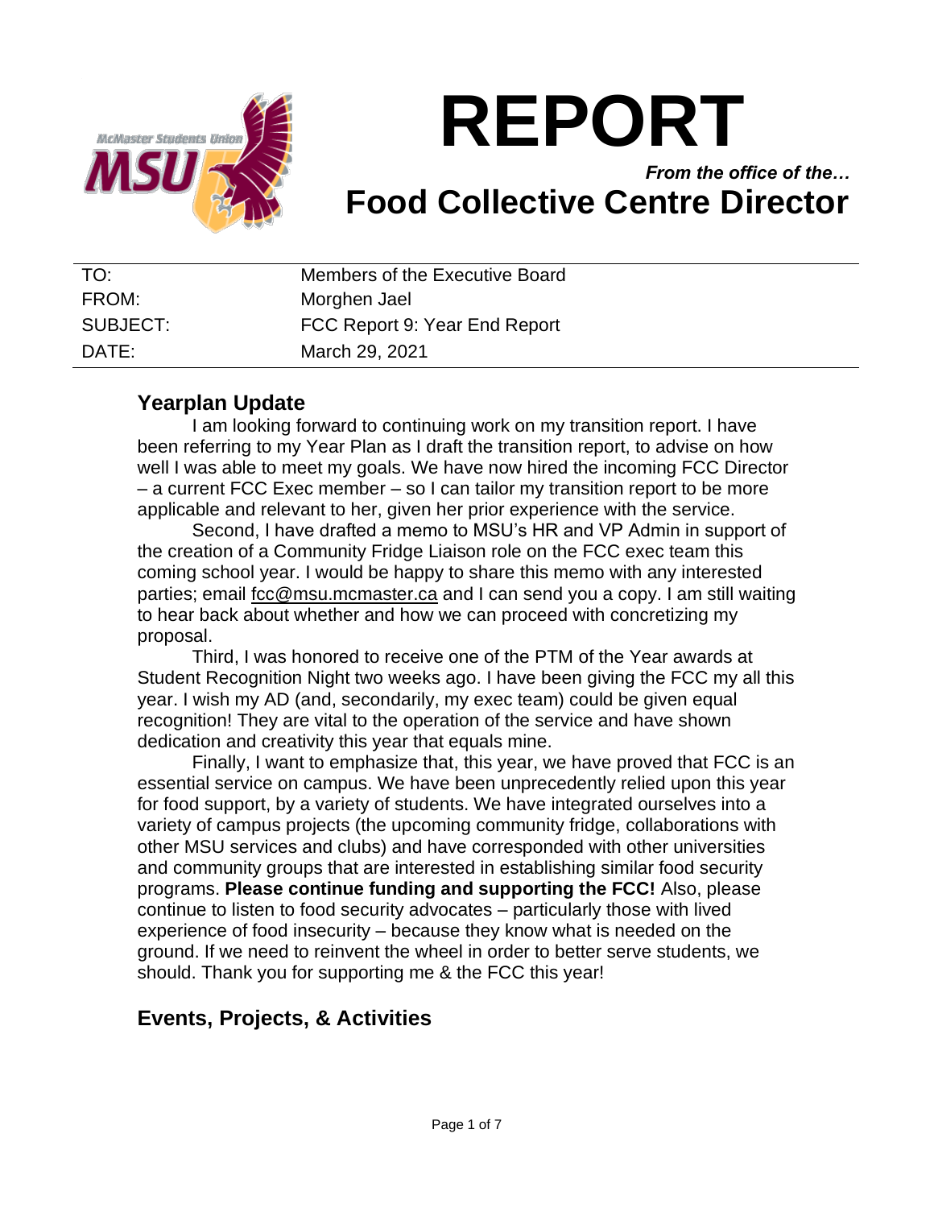# REPORT

*From the office of the…*

# Food Collective Centre Director

| | |
|---|---|
| TO: | Members of the Executive Board |
| FROM: | Morghen Jael |
| SUBJECT: | FCC Report 9: Year End Report |
| DATE: | March 29, 2021 |

## Yearplan Update

I am looking forward to continuing work on my transition report. I have been referring to my Year Plan as I draft the transition report, to advise on how well I was able to meet my goals. We have now hired the incoming FCC Director – a current FCC Exec member – so I can tailor my transition report to be more applicable and relevant to her, given her prior experience with the service.

Second, I have drafted a memo to MSU's HR and VP Admin in support of the creation of a Community Fridge Liaison role on the FCC exec team this coming school year. I would be happy to share this memo with any interested parties; email fcc@msu.mcmaster.ca and I can send you a copy. I am still waiting to hear back about whether and how we can proceed with concretizing my proposal.

Third, I was honored to receive one of the PTM of the Year awards at Student Recognition Night two weeks ago. I have been giving the FCC my all this year. I wish my AD (and, secondarily, my exec team) could be given equal recognition! They are vital to the operation of the service and have shown dedication and creativity this year that equals mine.

Finally, I want to emphasize that, this year, we have proved that FCC is an essential service on campus. We have been unprecedently relied upon this year for food support, by a variety of students. We have integrated ourselves into a variety of campus projects (the upcoming community fridge, collaborations with other MSU services and clubs) and have corresponded with other universities and community groups that are interested in establishing similar food security programs. **Please continue funding and supporting the FCC!** Also, please continue to listen to food security advocates – particularly those with lived experience of food insecurity – because they know what is needed on the ground. If we need to reinvent the wheel in order to better serve students, we should. Thank you for supporting me & the FCC this year!

## Events, Projects, & Activities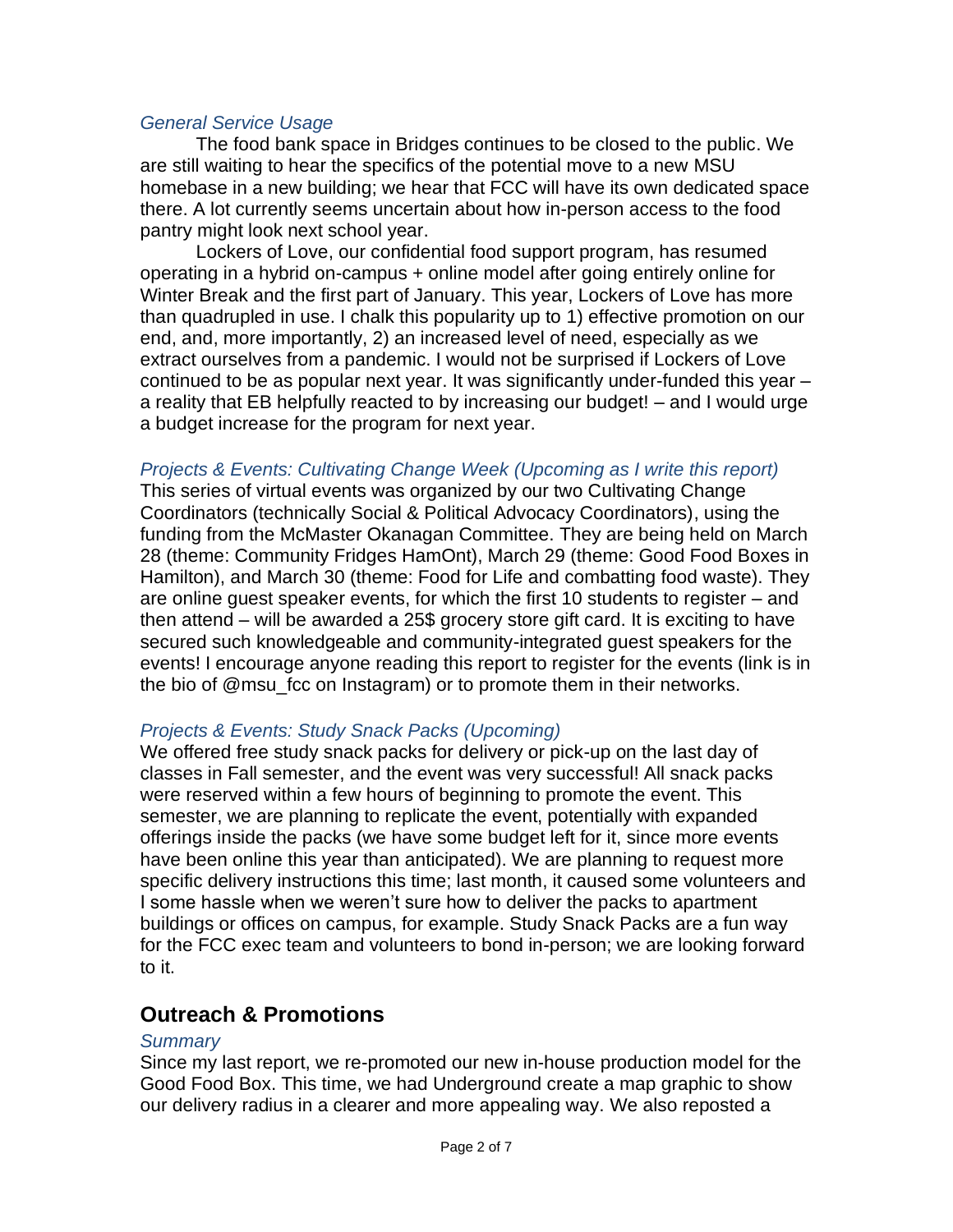### *General Service Usage*

The food bank space in Bridges continues to be closed to the public. We are still waiting to hear the specifics of the potential move to a new MSU homebase in a new building; we hear that FCC will have its own dedicated space there. A lot currently seems uncertain about how in-person access to the food pantry might look next school year.

Lockers of Love, our confidential food support program, has resumed operating in a hybrid on-campus + online model after going entirely online for Winter Break and the first part of January. This year, Lockers of Love has more than quadrupled in use. I chalk this popularity up to 1) effective promotion on our end, and, more importantly, 2) an increased level of need, especially as we extract ourselves from a pandemic. I would not be surprised if Lockers of Love continued to be as popular next year. It was significantly under-funded this year – a reality that EB helpfully reacted to by increasing our budget! – and I would urge a budget increase for the program for next year.

### *Projects & Events: Cultivating Change Week (Upcoming as I write this report)*

This series of virtual events was organized by our two Cultivating Change Coordinators (technically Social & Political Advocacy Coordinators), using the funding from the McMaster Okanagan Committee. They are being held on March 28 (theme: Community Fridges HamOnt), March 29 (theme: Good Food Boxes in Hamilton), and March 30 (theme: Food for Life and combatting food waste). They are online guest speaker events, for which the first 10 students to register – and then attend – will be awarded a 25$ grocery store gift card. It is exciting to have secured such knowledgeable and community-integrated guest speakers for the events! I encourage anyone reading this report to register for the events (link is in the bio of @msu_fcc on Instagram) or to promote them in their networks.

### *Projects & Events: Study Snack Packs (Upcoming)*

We offered free study snack packs for delivery or pick-up on the last day of classes in Fall semester, and the event was very successful! All snack packs were reserved within a few hours of beginning to promote the event. This semester, we are planning to replicate the event, potentially with expanded offerings inside the packs (we have some budget left for it, since more events have been online this year than anticipated). We are planning to request more specific delivery instructions this time; last month, it caused some volunteers and I some hassle when we weren't sure how to deliver the packs to apartment buildings or offices on campus, for example. Study Snack Packs are a fun way for the FCC exec team and volunteers to bond in-person; we are looking forward to it.

## Outreach & Promotions

### *Summary*

Since my last report, we re-promoted our new in-house production model for the Good Food Box. This time, we had Underground create a map graphic to show our delivery radius in a clearer and more appealing way. We also reposted a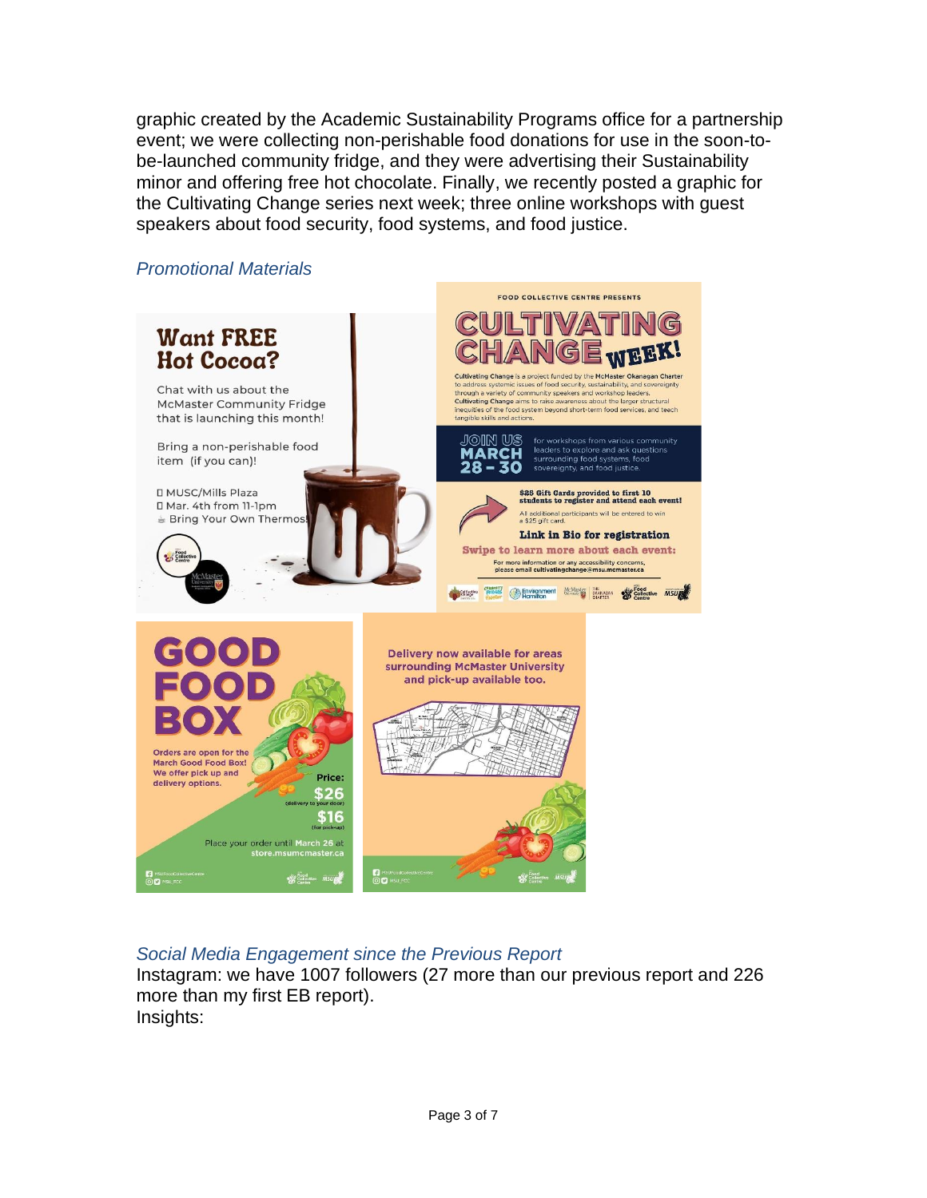graphic created by the Academic Sustainability Programs office for a partnership event; we were collecting non-perishable food donations for use in the soon-to-be-launched community fridge, and they were advertising their Sustainability minor and offering free hot chocolate. Finally, we recently posted a graphic for the Cultivating Change series next week; three online workshops with guest speakers about food security, food systems, and food justice.

### *Promotional Materials*

### *Social Media Engagement since the Previous Report*

Instagram: we have 1007 followers (27 more than our previous report and 226 more than my first EB report).

Insights: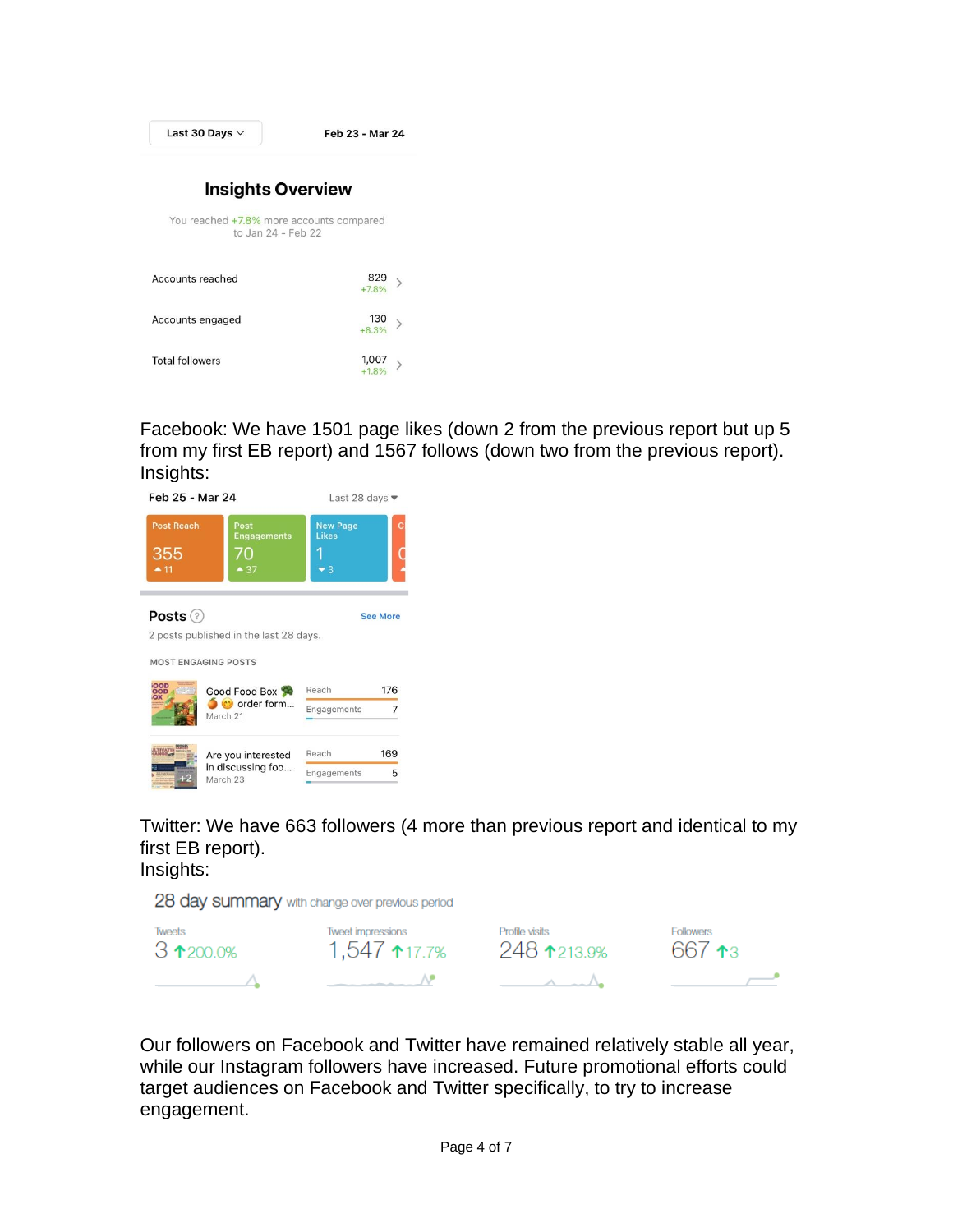Last 30 Days | Feb 23 - Mar 24

## Insights Overview

You reached +7.8% more accounts compared to Jan 24 - Feb 22

| | |
|---|---|
| Accounts reached | 829 +7.8% |
| Accounts engaged | 130 +8.3% |
| Total followers | 1,007 +1.8% |

Facebook: We have 1501 page likes (down 2 from the previous report but up 5 from my first EB report) and 1567 follows (down two from the previous report). Insights:

Feb 25 - Mar 24 | Last 28 days

| Post Reach | Post Engagements | New Page Likes |
|---|---|---|
| 355 ▲11 | 70 ▲37 | 1 ▼3 |

**Posts**

2 posts published in the last 28 days.

MOST ENGAGING POSTS

| Post | Date | Reach | Engagements |
|---|---|---|---|
| Good Food Box 🥦🍊😊 order form... | March 21 | 176 | 7 |
| Are you interested in discussing foo... | March 23 | 169 | 5 |

Twitter: We have 663 followers (4 more than previous report and identical to my first EB report).
Insights:

28 day summary with change over previous period

| Tweets | Tweet impressions | Profile visits | Followers |
|---|---|---|---|
| 3 ↑200.0% | 1,547 ↑17.7% | 248 ↑213.9% | 667 ↑3 |

Our followers on Facebook and Twitter have remained relatively stable all year, while our Instagram followers have increased. Future promotional efforts could target audiences on Facebook and Twitter specifically, to try to increase engagement.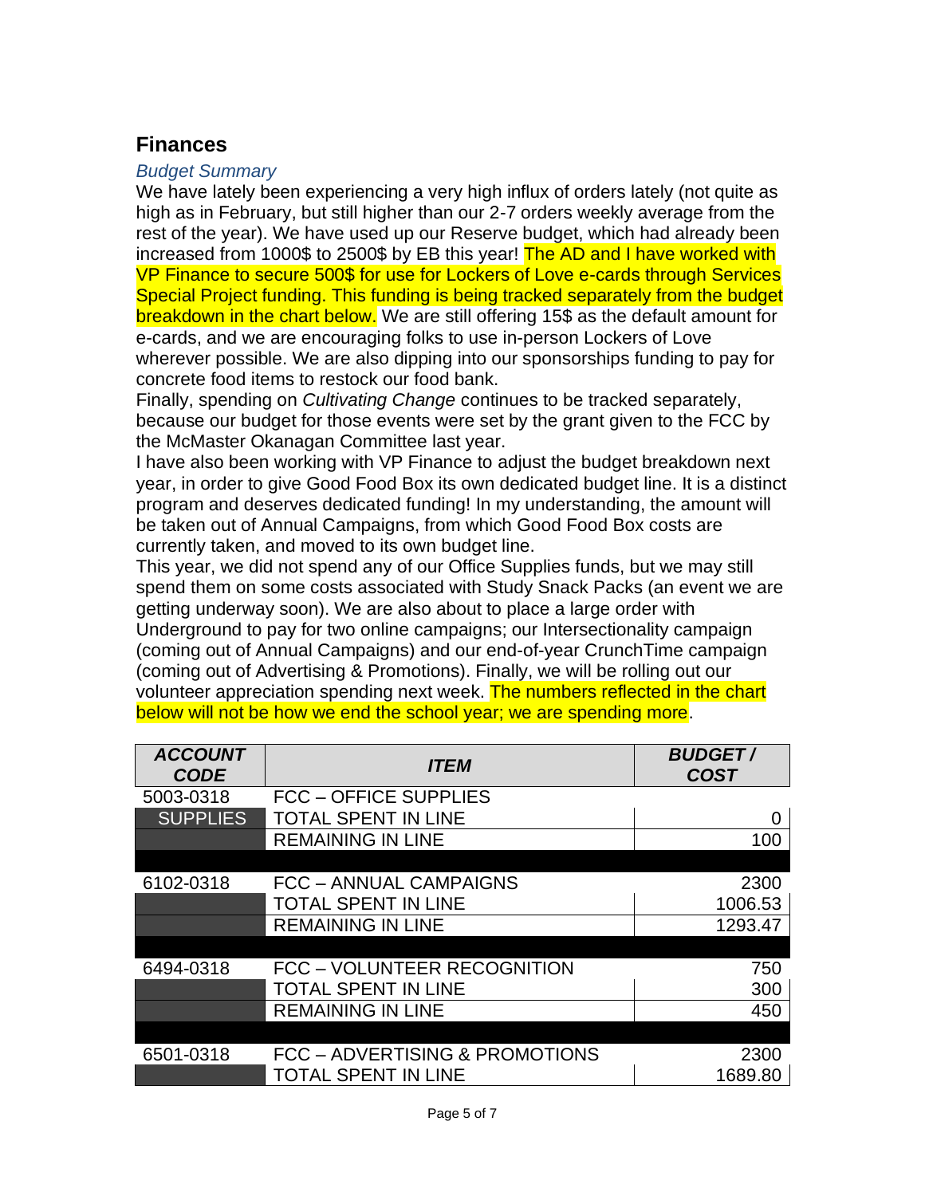## Finances

### *Budget Summary*

We have lately been experiencing a very high influx of orders lately (not quite as high as in February, but still higher than our 2-7 orders weekly average from the rest of the year). We have used up our Reserve budget, which had already been increased from 1000$ to 2500$ by EB this year! The AD and I have worked with VP Finance to secure 500$ for use for Lockers of Love e-cards through Services Special Project funding. This funding is being tracked separately from the budget breakdown in the chart below. We are still offering 15$ as the default amount for e-cards, and we are encouraging folks to use in-person Lockers of Love wherever possible. We are also dipping into our sponsorships funding to pay for concrete food items to restock our food bank.

Finally, spending on *Cultivating Change* continues to be tracked separately, because our budget for those events were set by the grant given to the FCC by the McMaster Okanagan Committee last year.

I have also been working with VP Finance to adjust the budget breakdown next year, in order to give Good Food Box its own dedicated budget line. It is a distinct program and deserves dedicated funding! In my understanding, the amount will be taken out of Annual Campaigns, from which Good Food Box costs are currently taken, and moved to its own budget line.

This year, we did not spend any of our Office Supplies funds, but we may still spend them on some costs associated with Study Snack Packs (an event we are getting underway soon). We are also about to place a large order with Underground to pay for two online campaigns; our Intersectionality campaign (coming out of Annual Campaigns) and our end-of-year CrunchTime campaign (coming out of Advertising & Promotions). Finally, we will be rolling out our volunteer appreciation spending next week. The numbers reflected in the chart below will not be how we end the school year; we are spending more.

| ***ACCOUNT CODE*** | ***ITEM*** | ***BUDGET / COST*** |
|---|---|---|
| 5003-0318 | FCC – OFFICE SUPPLIES | |
| SUPPLIES | TOTAL SPENT IN LINE | 0 |
| | REMAINING IN LINE | 100 |
| | | |
| 6102-0318 | FCC – ANNUAL CAMPAIGNS | 2300 |
| | TOTAL SPENT IN LINE | 1006.53 |
| | REMAINING IN LINE | 1293.47 |
| | | |
| 6494-0318 | FCC – VOLUNTEER RECOGNITION | 750 |
| | TOTAL SPENT IN LINE | 300 |
| | REMAINING IN LINE | 450 |
| | | |
| 6501-0318 | FCC – ADVERTISING & PROMOTIONS | 2300 |
| | TOTAL SPENT IN LINE | 1689.80 |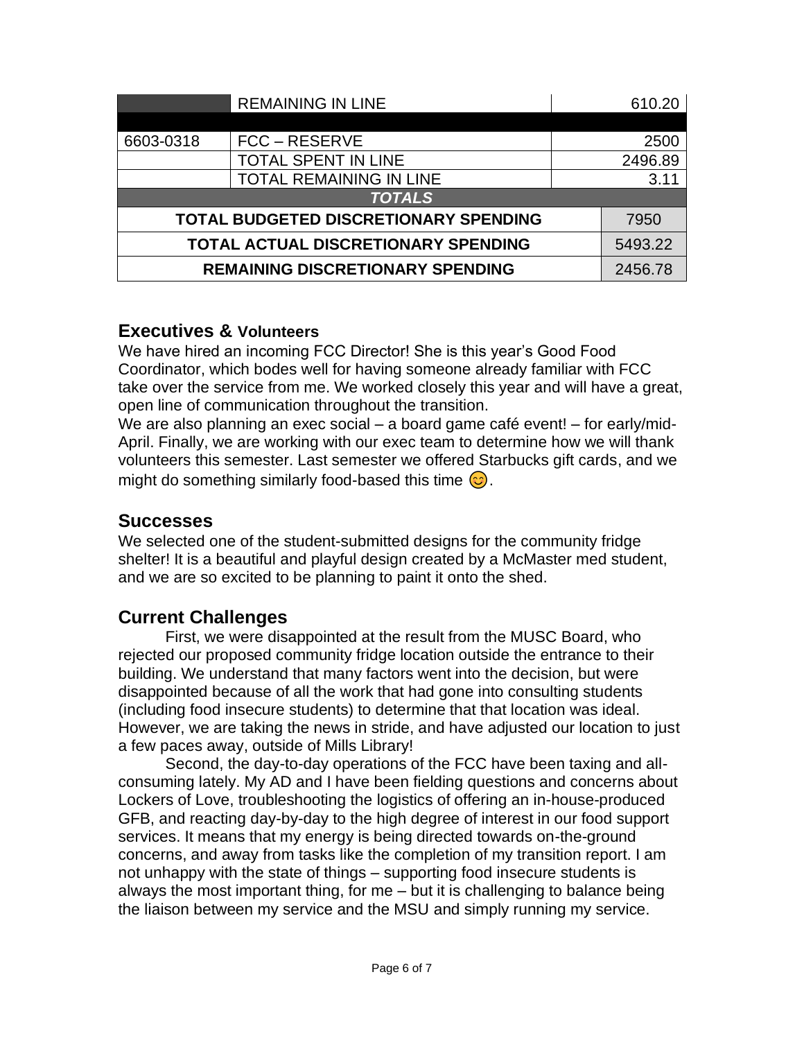| | | |
|---|---|---|
| | REMAINING IN LINE | 610.20 |
| | | |
| 6603-0318 | FCC – RESERVE | 2500 |
| | TOTAL SPENT IN LINE | 2496.89 |
| | TOTAL REMAINING IN LINE | 3.11 |
| ***TOTALS*** | | |
| **TOTAL BUDGETED DISCRETIONARY SPENDING** | | 7950 |
| **TOTAL ACTUAL DISCRETIONARY SPENDING** | | 5493.22 |
| **REMAINING DISCRETIONARY SPENDING** | | 2456.78 |

## Executives & Volunteers

We have hired an incoming FCC Director! She is this year's Good Food Coordinator, which bodes well for having someone already familiar with FCC take over the service from me. We worked closely this year and will have a great, open line of communication throughout the transition.

We are also planning an exec social – a board game café event! – for early/mid-April. Finally, we are working with our exec team to determine how we will thank volunteers this semester. Last semester we offered Starbucks gift cards, and we might do something similarly food-based this time 😊.

## Successes

We selected one of the student-submitted designs for the community fridge shelter! It is a beautiful and playful design created by a McMaster med student, and we are so excited to be planning to paint it onto the shed.

## Current Challenges

First, we were disappointed at the result from the MUSC Board, who rejected our proposed community fridge location outside the entrance to their building. We understand that many factors went into the decision, but were disappointed because of all the work that had gone into consulting students (including food insecure students) to determine that that location was ideal. However, we are taking the news in stride, and have adjusted our location to just a few paces away, outside of Mills Library!

Second, the day-to-day operations of the FCC have been taxing and all-consuming lately. My AD and I have been fielding questions and concerns about Lockers of Love, troubleshooting the logistics of offering an in-house-produced GFB, and reacting day-by-day to the high degree of interest in our food support services. It means that my energy is being directed towards on-the-ground concerns, and away from tasks like the completion of my transition report. I am not unhappy with the state of things – supporting food insecure students is always the most important thing, for me – but it is challenging to balance being the liaison between my service and the MSU and simply running my service.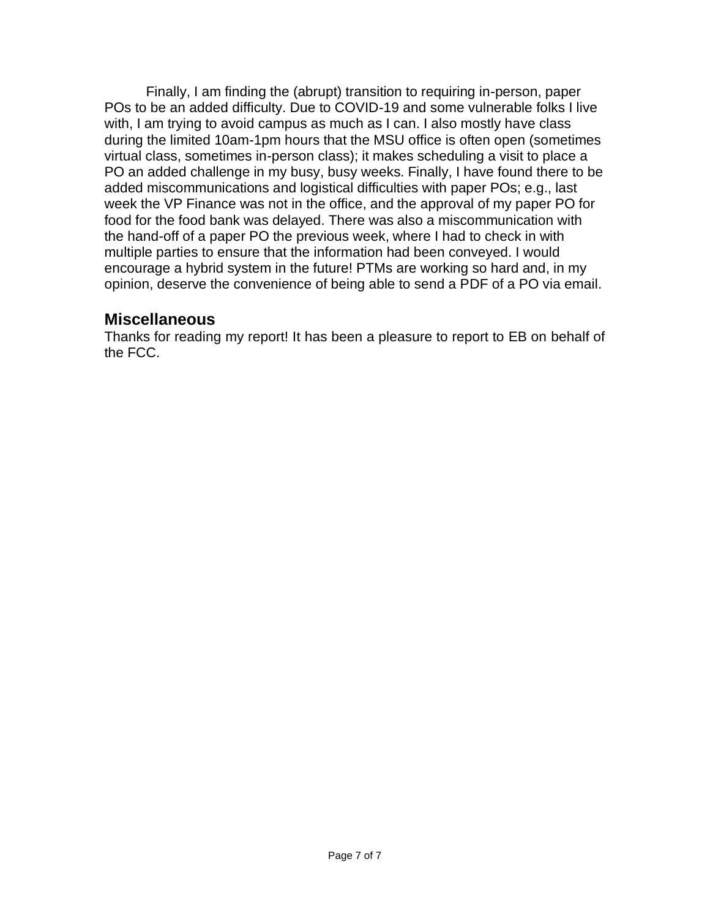Finally, I am finding the (abrupt) transition to requiring in-person, paper POs to be an added difficulty. Due to COVID-19 and some vulnerable folks I live with, I am trying to avoid campus as much as I can. I also mostly have class during the limited 10am-1pm hours that the MSU office is often open (sometimes virtual class, sometimes in-person class); it makes scheduling a visit to place a PO an added challenge in my busy, busy weeks. Finally, I have found there to be added miscommunications and logistical difficulties with paper POs; e.g., last week the VP Finance was not in the office, and the approval of my paper PO for food for the food bank was delayed. There was also a miscommunication with the hand-off of a paper PO the previous week, where I had to check in with multiple parties to ensure that the information had been conveyed. I would encourage a hybrid system in the future! PTMs are working so hard and, in my opinion, deserve the convenience of being able to send a PDF of a PO via email.

## Miscellaneous

Thanks for reading my report! It has been a pleasure to report to EB on behalf of the FCC.